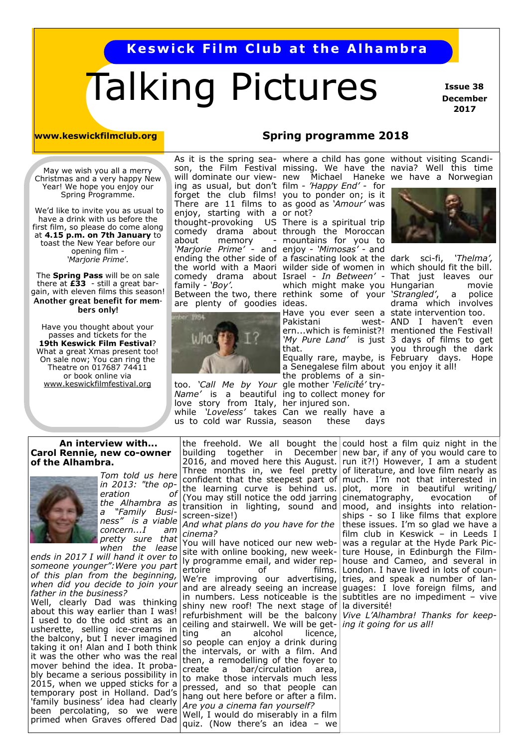**Keswick Film Club at the Alhambra**

# Talking Pictures

**Issue 38**
**December 2017**

**www.keswickfilmclub.org**

## Spring programme 2018

May we wish you all a merry Christmas and a very happy New Year! We hope you enjoy our Spring Programme.

We'd like to invite you as usual to have a drink with us before the first film, so please do come along at **4.15 p.m. on 7th January** to toast the New Year before our opening film - *'Marjorie Prime'*.

The **Spring Pass** will be on sale there at **£33** - still a great bargain, with eleven films this season! **Another great benefit for members only!**

Have you thought about your passes and tickets for the **19th Keswick Film Festival**? What a great Xmas present too! On sale now; You can ring the Theatre on 017687 74411 or book online via www.keswickfilmfestival.org

As it is the spring season, the Film Festival will dominate our viewing as usual, but don't forget the club films! There are 11 films to enjoy, starting with a thought-provoking US comedy drama about memory - *'Marjorie Prime'* - and ending the other side of the world with a Maori comedy drama about family - *'Boy'*. Between the two, there are plenty of goodies too. *'Call Me by Your Name'* is a beautiful love story from Italy, while *'Loveless'* takes us to cold war Russia, where a child has gone missing. We have the new Michael Haneke film - *'Happy End'* - for you to ponder on; is it as good as *'Amour'* was or not? There is a spiritual trip through the Moroccan mountains for you to enjoy - *'Mimosas'* - and a fascinating look at the wilder side of women in Israel - *In Between'* - which might make you rethink some of your ideas. Have you ever seen a Pakistani western...which is feminist?! *'My Pure Land'* is just that. Equally rare, maybe, is a Senegalese film about the problems of a single mother *'Felicité'* trying to collect money for her injured son. Can we really have a season these days without visiting Scandinavia? Well this time we have a Norwegian dark sci-fi, *'Thelma'*, which should fit the bill. That just leaves our Hungarian movie *'Strangled'*, a police drama which involves state intervention too. AND I haven't even mentioned the Festival! 3 days of films to get you through the dark February days. Hope you enjoy it all!

## An interview with... Carol Rennie, new co-owner of the Alhambra.

*Tom told us here in 2013: "the operation of the Alhambra as a "Family Business" is a viable concern...I am pretty sure that when the lease ends in 2017 I will hand it over to someone younger":Were you part of this plan from the beginning, when did you decide to join your father in the business?*

Well, clearly Dad was thinking about this way earlier than I was! I used to do the odd stint as an usherette, selling ice-creams in the balcony, but I never imagined taking it on! Alan and I both think it was the other who was the real mover behind the idea. It probably became a serious possibility in 2015, when we upped sticks for a temporary post in Holland. Dad's 'family business' idea had clearly been percolating, so we were primed when Graves offered Dad the freehold. We all bought the building together in December 2016, and moved here this August. Three months in, we feel pretty confident that the steepest part of the learning curve is behind us. (You may still notice the odd jarring transition in lighting, sound and screen-size!)

*And what plans do you have for the cinema?*

You will have noticed our new website with online booking, new weekly programme email, and wider repertoire of films. We're improving our advertising, and are already seeing an increase in numbers. Less noticeable is the shiny new roof! The next stage of refurbishment will be the balcony ceiling and stairwell. We will be getting an alcohol licence, so people can enjoy a drink during the intervals, or with a film. And then, a remodelling of the foyer to create a bar/circulation area, to make those intervals much less pressed, and so that people can hang out here before or after a film.

*Are you a cinema fan yourself?*

Well, I would do miserably in a film quiz. (Now there's an idea – we could host a film quiz night in the new bar, if any of you would care to run it?!) However, I am a student of literature, and love film nearly as much. I'm not that interested in plot, more in beautiful writing/ cinematography, evocation of mood, and insights into relationships - so I like films that explore these issues. I'm so glad we have a film club in Keswick – in Leeds I was a regular at the Hyde Park Picture House, in Edinburgh the Filmhouse and Cameo, and several in London. I have lived in lots of countries, and speak a number of languages: I love foreign films, and subtitles are no impediment – vive la diversité!

*Vive L'Alhambra! Thanks for keeping it going for us all!*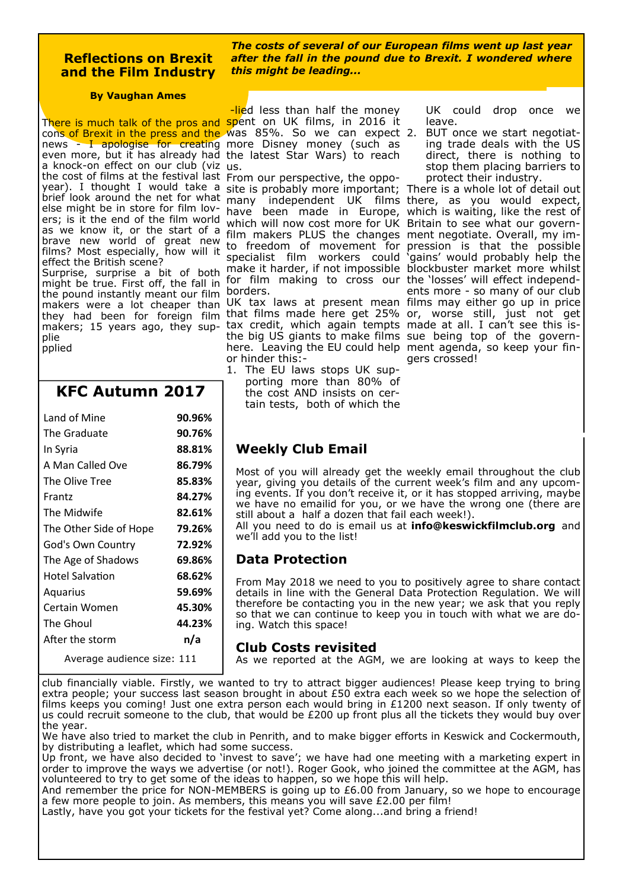## Reflections on Brexit and the Film Industry

***The costs of several of our European films went up last year after the fall in the pound due to Brexit. I wondered where this might be leading...***

**By Vaughan Ames**

There is much talk of the pros and cons of Brexit in the press and the news - I apologise for creating even more, but it has already had a knock-on effect on our club (viz the cost of films at the festival last year). I thought I would take a brief look around the net for what else might be in store for film lovers; is it the end of the film world as we know it, or the start of a brave new world of great new films? Most especially, how will it effect the British scene?

Surprise, surprise a bit of both might be true. First off, the fall in the pound instantly meant our film makers were a lot cheaper than they had been for foreign film makers; 15 years ago, they supplied less than half the money spent on UK films, in 2016 it was 85%. So we can expect more Disney money (such as the latest Star Wars) to reach us.

From our perspective, the opposite is probably more important; many independent UK films have been made in Europe, which will now cost more for UK film makers PLUS the changes to freedom of movement for specialist film workers could make it harder, if not impossible for film making to cross our borders.

UK tax laws at present mean that films made here get 25% tax credit, which again tempts the big US giants to make films here. Leaving the EU could help or hinder this:-

1. The EU laws stops UK supporting more than 80% of the cost AND insists on certain tests, both of which the UK could drop once we leave.
2. BUT once we start negotiating trade deals with the US direct, there is nothing to stop them placing barriers to protect their industry.

There is a whole lot of detail out there, as you would expect, which is waiting, like the rest of Britain to see what our government negotiate. Overall, my impression is that the possible 'gains' would probably help the blockbuster market more whilst the 'losses' will effect independents more - so many of our club films may either go up in price or, worse still, just not get made at all. I can't see this issue being top of the government agenda, so keep your fingers crossed!

## KFC Autumn 2017

| | |
|---|---|
| Land of Mine | **90.96%** |
| The Graduate | **90.76%** |
| In Syria | **88.81%** |
| A Man Called Ove | **86.79%** |
| The Olive Tree | **85.83%** |
| Frantz | **84.27%** |
| The Midwife | **82.61%** |
| The Other Side of Hope | **79.26%** |
| God's Own Country | **72.92%** |
| The Age of Shadows | **69.86%** |
| Hotel Salvation | **68.62%** |
| Aquarius | **59.69%** |
| Certain Women | **45.30%** |
| The Ghoul | **44.23%** |
| After the storm | **n/a** |

Average audience size: 111

## Weekly Club Email

Most of you will already get the weekly email throughout the club year, giving you details of the current week's film and any upcoming events. If you don't receive it, or it has stopped arriving, maybe we have no emailid for you, or we have the wrong one (there are still about a half a dozen that fail each week!).

All you need to do is email us at **info@keswickfilmclub.org** and we'll add you to the list!

## Data Protection

From May 2018 we need to you to positively agree to share contact details in line with the General Data Protection Regulation. We will therefore be contacting you in the new year; we ask that you reply so that we can continue to keep you in touch with what we are doing. Watch this space!

## Club Costs revisited

As we reported at the AGM, we are looking at ways to keep the club financially viable. Firstly, we wanted to try to attract bigger audiences! Please keep trying to bring extra people; your success last season brought in about £50 extra each week so we hope the selection of films keeps you coming! Just one extra person each would bring in £1200 next season. If only twenty of us could recruit someone to the club, that would be £200 up front plus all the tickets they would buy over the year.

We have also tried to market the club in Penrith, and to make bigger efforts in Keswick and Cockermouth, by distributing a leaflet, which had some success.

Up front, we have also decided to 'invest to save'; we have had one meeting with a marketing expert in order to improve the ways we advertise (or not!). Roger Gook, who joined the committee at the AGM, has volunteered to try to get some of the ideas to happen, so we hope this will help.

And remember the price for NON-MEMBERS is going up to £6.00 from January, so we hope to encourage a few more people to join. As members, this means you will save £2.00 per film!

Lastly, have you got your tickets for the festival yet? Come along...and bring a friend!